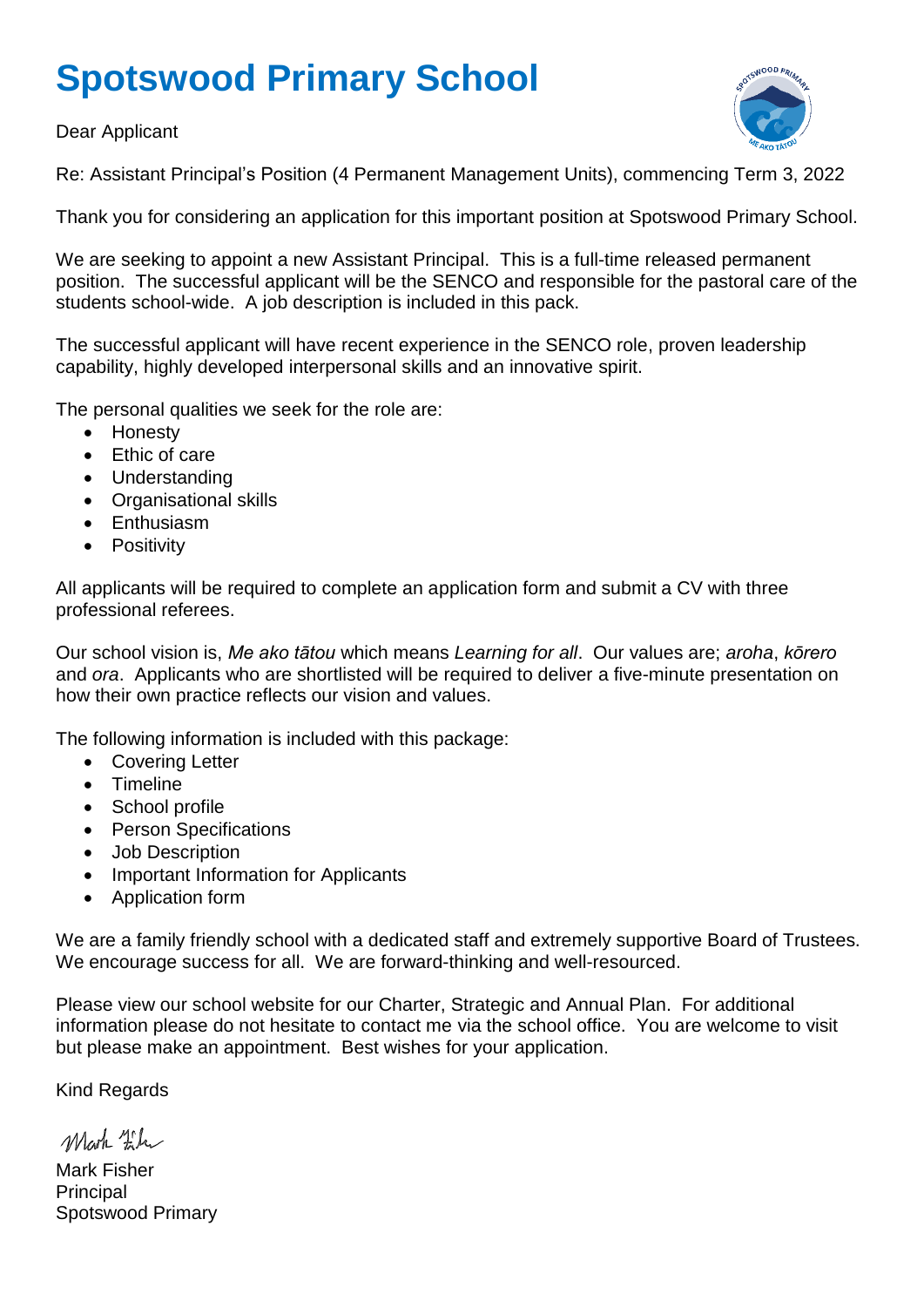# Spotswood Primary School

Dear Applicant

Re: Assistant Principal's Position (4 Permanent Management Units), commencing Term 3, 2022

Thank you for considering an application for this important position at Spotswood Primary School.

We are seeking to appoint a new Assistant Principal. This is a full-time released permanent position. The successful applicant will be the SENCO and responsible for the pastoral care of the students school-wide. A job description is included in this pack.

The successful applicant will have recent experience in the SENCO role, proven leadership capability, highly developed interpersonal skills and an innovative spirit.

The personal qualities we seek for the role are:

- Honesty
- Ethic of care
- Understanding
- Organisational skills
- Enthusiasm
- Positivity

All applicants will be required to complete an application form and submit a CV with three professional referees.

Our school vision is, *Me ako tātou* which means *Learning for all*. Our values are; *aroha*, *kōrero* and *ora*. Applicants who are shortlisted will be required to deliver a five-minute presentation on how their own practice reflects our vision and values.

The following information is included with this package:

- Covering Letter
- Timeline
- School profile
- Person Specifications
- Job Description
- Important Information for Applicants
- Application form

We are a family friendly school with a dedicated staff and extremely supportive Board of Trustees. We encourage success for all. We are forward-thinking and well-resourced.

Please view our school website for our Charter, Strategic and Annual Plan. For additional information please do not hesitate to contact me via the school office. You are welcome to visit but please make an appointment. Best wishes for your application.

Kind Regards

Mark Fisher
Principal
Spotswood Primary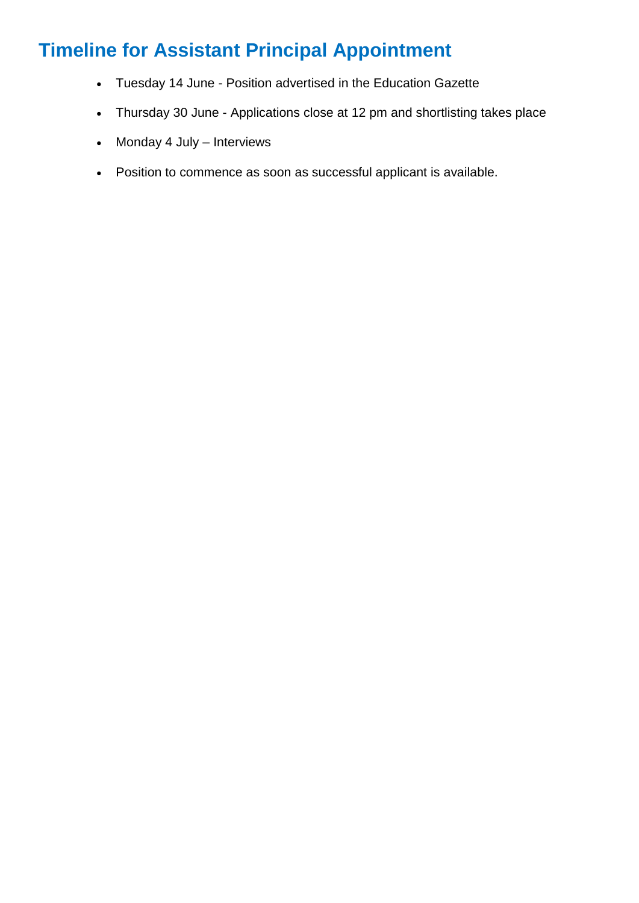# Timeline for Assistant Principal Appointment

- Tuesday 14 June - Position advertised in the Education Gazette
- Thursday 30 June - Applications close at 12 pm and shortlisting takes place
- Monday 4 July – Interviews
- Position to commence as soon as successful applicant is available.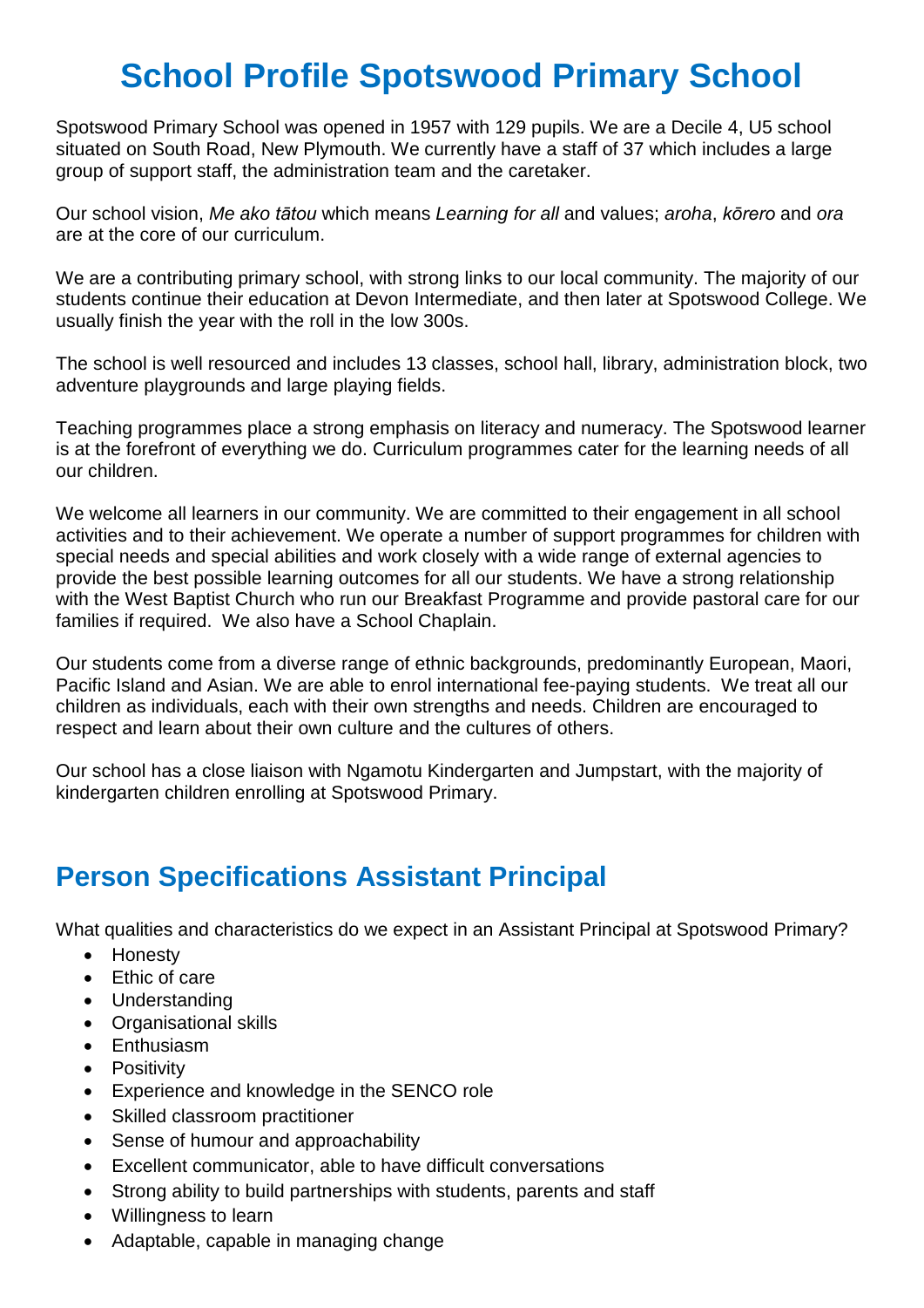# School Profile Spotswood Primary School

Spotswood Primary School was opened in 1957 with 129 pupils. We are a Decile 4, U5 school situated on South Road, New Plymouth. We currently have a staff of 37 which includes a large group of support staff, the administration team and the caretaker.

Our school vision, *Me ako tātou* which means *Learning for all* and values; *aroha*, *kōrero* and *ora* are at the core of our curriculum.

We are a contributing primary school, with strong links to our local community. The majority of our students continue their education at Devon Intermediate, and then later at Spotswood College. We usually finish the year with the roll in the low 300s.

The school is well resourced and includes 13 classes, school hall, library, administration block, two adventure playgrounds and large playing fields.

Teaching programmes place a strong emphasis on literacy and numeracy. The Spotswood learner is at the forefront of everything we do. Curriculum programmes cater for the learning needs of all our children.

We welcome all learners in our community. We are committed to their engagement in all school activities and to their achievement. We operate a number of support programmes for children with special needs and special abilities and work closely with a wide range of external agencies to provide the best possible learning outcomes for all our students. We have a strong relationship with the West Baptist Church who run our Breakfast Programme and provide pastoral care for our families if required. We also have a School Chaplain.

Our students come from a diverse range of ethnic backgrounds, predominantly European, Maori, Pacific Island and Asian. We are able to enrol international fee-paying students. We treat all our children as individuals, each with their own strengths and needs. Children are encouraged to respect and learn about their own culture and the cultures of others.

Our school has a close liaison with Ngamotu Kindergarten and Jumpstart, with the majority of kindergarten children enrolling at Spotswood Primary.

## Person Specifications Assistant Principal

What qualities and characteristics do we expect in an Assistant Principal at Spotswood Primary?

- Honesty
- Ethic of care
- Understanding
- Organisational skills
- Enthusiasm
- Positivity
- Experience and knowledge in the SENCO role
- Skilled classroom practitioner
- Sense of humour and approachability
- Excellent communicator, able to have difficult conversations
- Strong ability to build partnerships with students, parents and staff
- Willingness to learn
- Adaptable, capable in managing change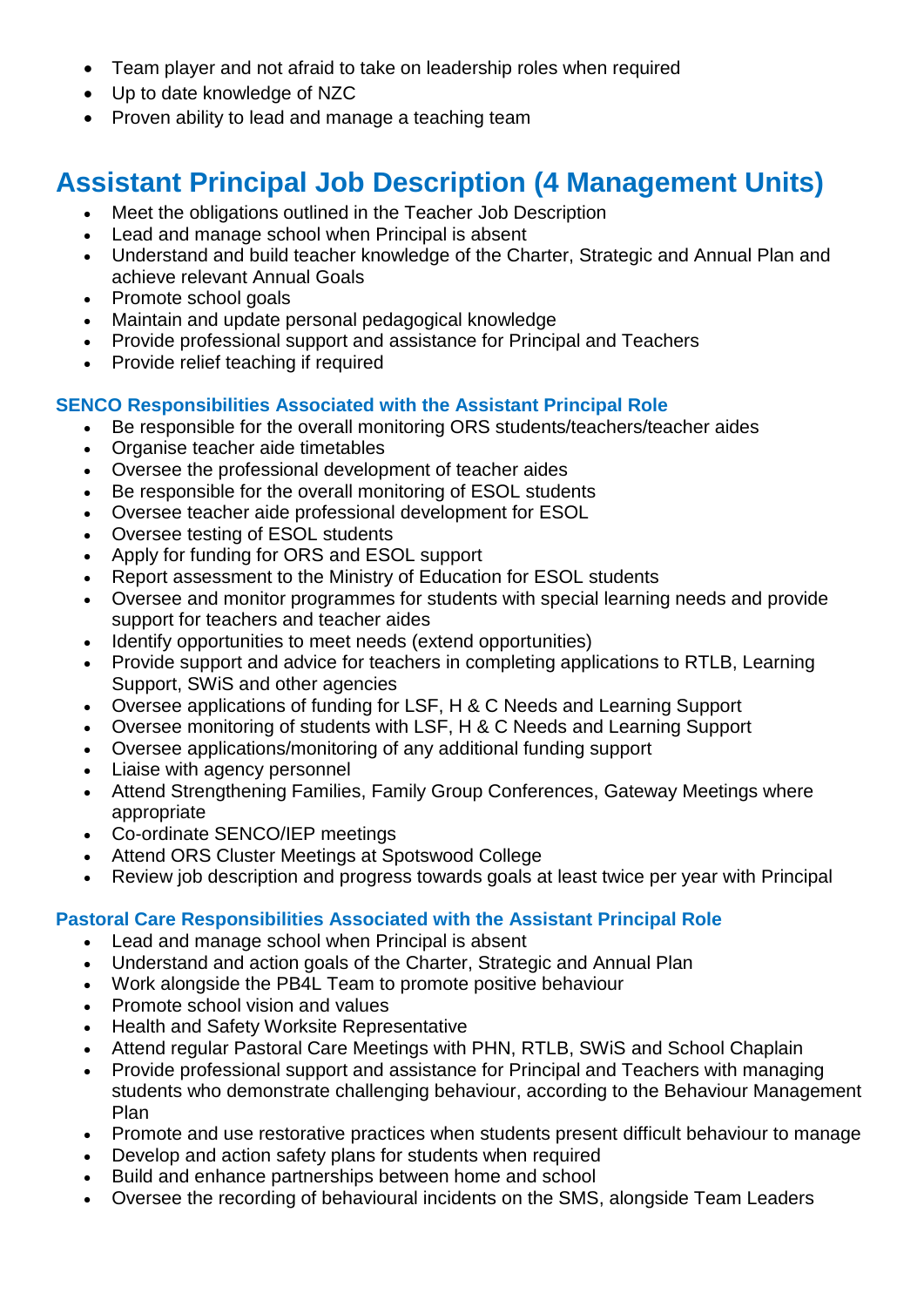- Team player and not afraid to take on leadership roles when required
- Up to date knowledge of NZC
- Proven ability to lead and manage a teaching team

# Assistant Principal Job Description (4 Management Units)

- Meet the obligations outlined in the Teacher Job Description
- Lead and manage school when Principal is absent
- Understand and build teacher knowledge of the Charter, Strategic and Annual Plan and achieve relevant Annual Goals
- Promote school goals
- Maintain and update personal pedagogical knowledge
- Provide professional support and assistance for Principal and Teachers
- Provide relief teaching if required

### SENCO Responsibilities Associated with the Assistant Principal Role

- Be responsible for the overall monitoring ORS students/teachers/teacher aides
- Organise teacher aide timetables
- Oversee the professional development of teacher aides
- Be responsible for the overall monitoring of ESOL students
- Oversee teacher aide professional development for ESOL
- Oversee testing of ESOL students
- Apply for funding for ORS and ESOL support
- Report assessment to the Ministry of Education for ESOL students
- Oversee and monitor programmes for students with special learning needs and provide support for teachers and teacher aides
- Identify opportunities to meet needs (extend opportunities)
- Provide support and advice for teachers in completing applications to RTLB, Learning Support, SWiS and other agencies
- Oversee applications of funding for LSF, H & C Needs and Learning Support
- Oversee monitoring of students with LSF, H & C Needs and Learning Support
- Oversee applications/monitoring of any additional funding support
- Liaise with agency personnel
- Attend Strengthening Families, Family Group Conferences, Gateway Meetings where appropriate
- Co-ordinate SENCO/IEP meetings
- Attend ORS Cluster Meetings at Spotswood College
- Review job description and progress towards goals at least twice per year with Principal

### Pastoral Care Responsibilities Associated with the Assistant Principal Role

- Lead and manage school when Principal is absent
- Understand and action goals of the Charter, Strategic and Annual Plan
- Work alongside the PB4L Team to promote positive behaviour
- Promote school vision and values
- Health and Safety Worksite Representative
- Attend regular Pastoral Care Meetings with PHN, RTLB, SWiS and School Chaplain
- Provide professional support and assistance for Principal and Teachers with managing students who demonstrate challenging behaviour, according to the Behaviour Management Plan
- Promote and use restorative practices when students present difficult behaviour to manage
- Develop and action safety plans for students when required
- Build and enhance partnerships between home and school
- Oversee the recording of behavioural incidents on the SMS, alongside Team Leaders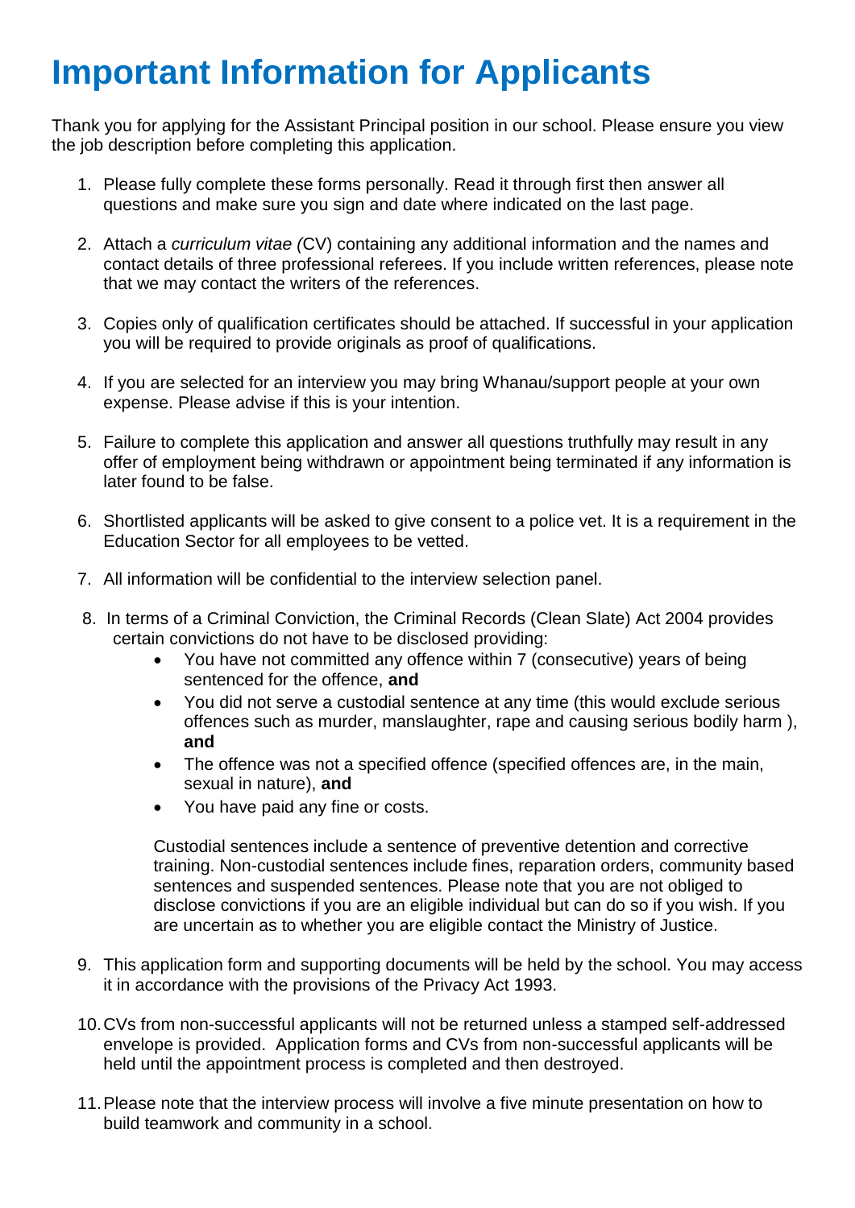# Important Information for Applicants

Thank you for applying for the Assistant Principal position in our school. Please ensure you view the job description before completing this application.

1. Please fully complete these forms personally. Read it through first then answer all questions and make sure you sign and date where indicated on the last page.

2. Attach a *curriculum vitae (*CV) containing any additional information and the names and contact details of three professional referees. If you include written references, please note that we may contact the writers of the references.

3. Copies only of qualification certificates should be attached. If successful in your application you will be required to provide originals as proof of qualifications.

4. If you are selected for an interview you may bring Whanau/support people at your own expense. Please advise if this is your intention.

5. Failure to complete this application and answer all questions truthfully may result in any offer of employment being withdrawn or appointment being terminated if any information is later found to be false.

6. Shortlisted applicants will be asked to give consent to a police vet. It is a requirement in the Education Sector for all employees to be vetted.

7. All information will be confidential to the interview selection panel.

8. In terms of a Criminal Conviction, the Criminal Records (Clean Slate) Act 2004 provides certain convictions do not have to be disclosed providing:
   - You have not committed any offence within 7 (consecutive) years of being sentenced for the offence, **and**
   - You did not serve a custodial sentence at any time (this would exclude serious offences such as murder, manslaughter, rape and causing serious bodily harm ), **and**
   - The offence was not a specified offence (specified offences are, in the main, sexual in nature), **and**
   - You have paid any fine or costs.

   Custodial sentences include a sentence of preventive detention and corrective training. Non-custodial sentences include fines, reparation orders, community based sentences and suspended sentences. Please note that you are not obliged to disclose convictions if you are an eligible individual but can do so if you wish. If you are uncertain as to whether you are eligible contact the Ministry of Justice.

9. This application form and supporting documents will be held by the school. You may access it in accordance with the provisions of the Privacy Act 1993.

10. CVs from non-successful applicants will not be returned unless a stamped self-addressed envelope is provided. Application forms and CVs from non-successful applicants will be held until the appointment process is completed and then destroyed.

11. Please note that the interview process will involve a five minute presentation on how to build teamwork and community in a school.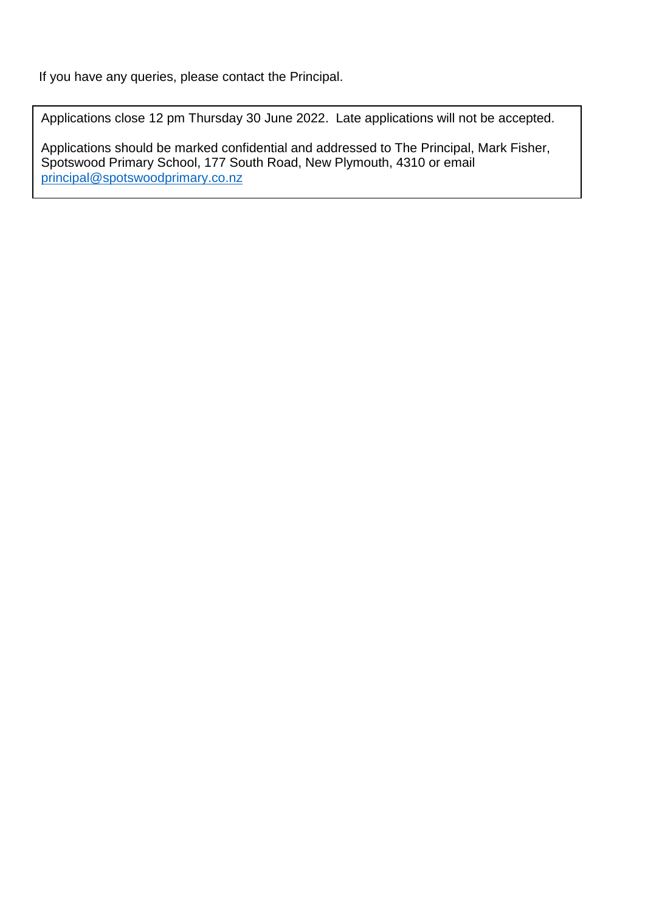If you have any queries, please contact the Principal.

Applications close 12 pm Thursday 30 June 2022. Late applications will not be accepted.

Applications should be marked confidential and addressed to The Principal, Mark Fisher, Spotswood Primary School, 177 South Road, New Plymouth, 4310 or email principal@spotswoodprimary.co.nz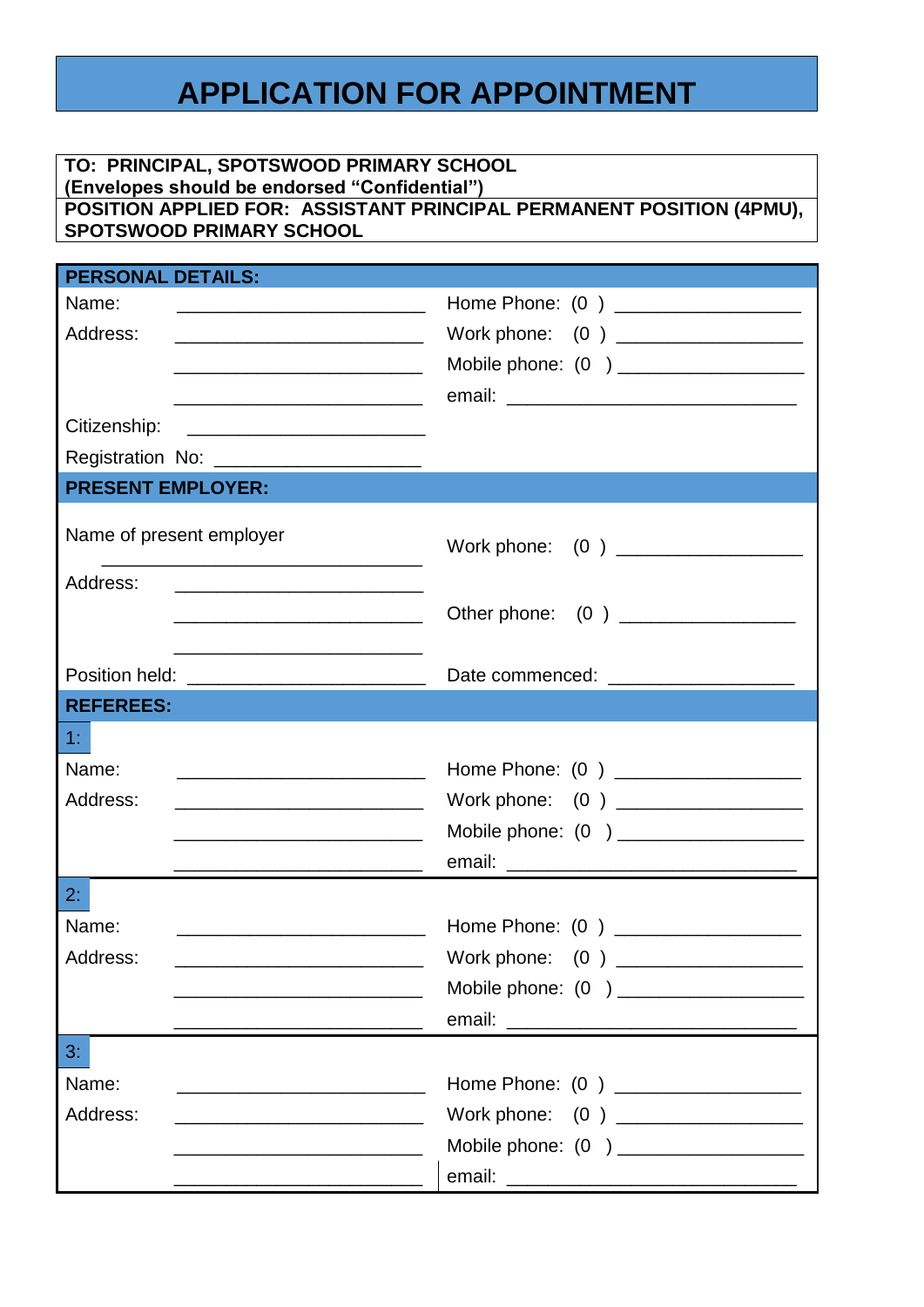# APPLICATION FOR APPOINTMENT

**TO: PRINCIPAL, SPOTSWOOD PRIMARY SCHOOL**
**(Envelopes should be endorsed "Confidential")**

**POSITION APPLIED FOR: ASSISTANT PRINCIPAL PERMANENT POSITION (4PMU), SPOTSWOOD PRIMARY SCHOOL**

## PERSONAL DETAILS:

| | |
|---|---|
| Name: ________________________ | Home Phone: (0 ) _________________ |
| Address: ________________________ | Work phone: (0 ) _________________ |
| ________________________ | Mobile phone: (0 ) _________________ |
| ________________________ | email: ____________________________ |
| Citizenship: ______________________ | |
| Registration No: ___________________ | |

## PRESENT EMPLOYER:

| | |
|---|---|
| Name of present employer ______________________________ | Work phone: (0 ) _________________ |
| Address: ________________________ | |
| ________________________ | Other phone: (0 ) _________________ |
| ________________________ | |
| Position held: ______________________ | Date commenced: _________________ |

## REFEREES:

**1:**

| | |
|---|---|
| Name: ________________________ | Home Phone: (0 ) _________________ |
| Address: ________________________ | Work phone: (0 ) _________________ |
| ________________________ | Mobile phone: (0 ) _________________ |
| ________________________ | email: ____________________________ |

**2:**

| | |
|---|---|
| Name: ________________________ | Home Phone: (0 ) _________________ |
| Address: ________________________ | Work phone: (0 ) _________________ |
| ________________________ | Mobile phone: (0 ) _________________ |
| ________________________ | email: ____________________________ |

**3:**

| | |
|---|---|
| Name: ________________________ | Home Phone: (0 ) _________________ |
| Address: ________________________ | Work phone: (0 ) _________________ |
| ________________________ | Mobile phone: (0 ) _________________ |
| ________________________ | email: ____________________________ |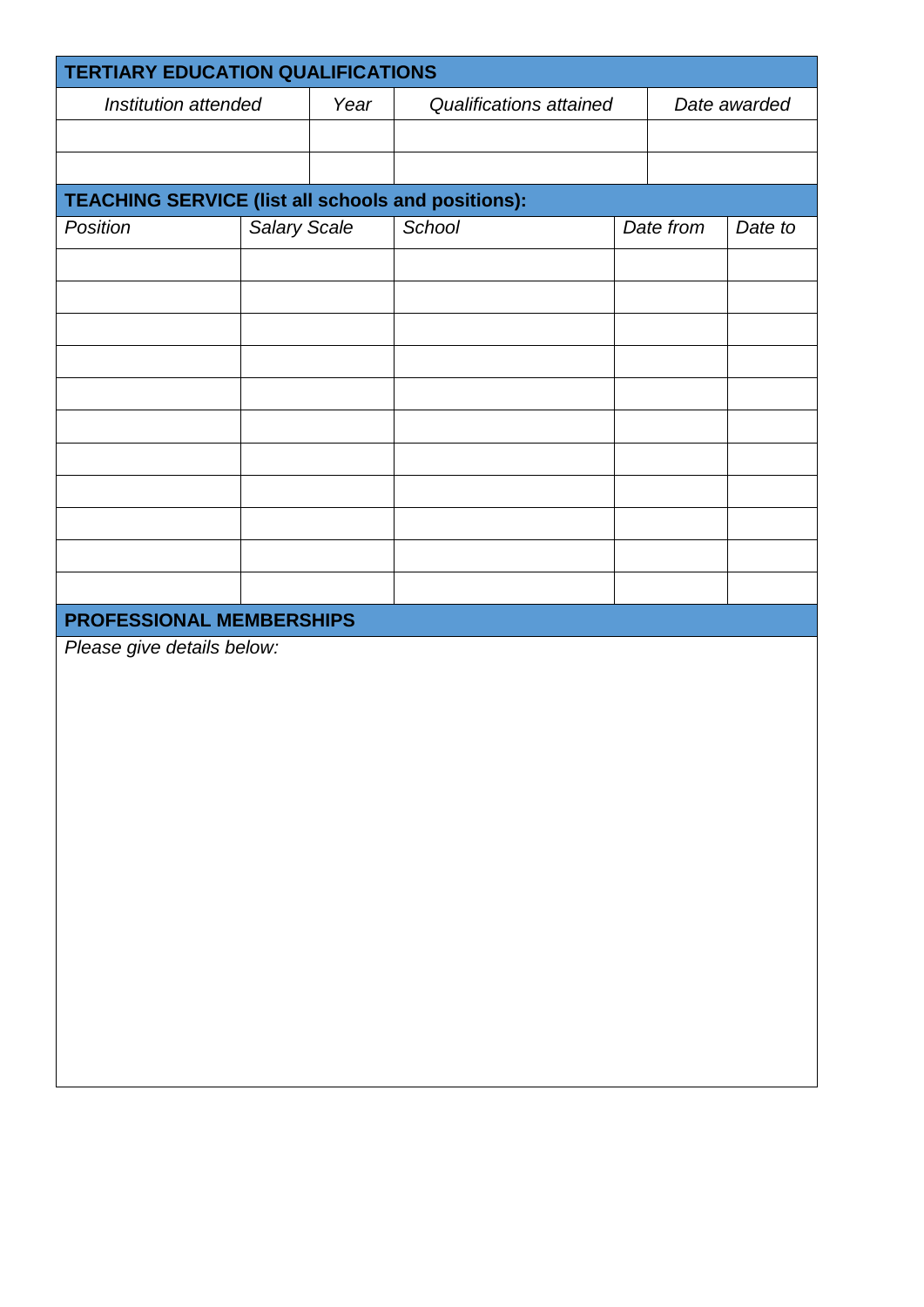## TERTIARY EDUCATION QUALIFICATIONS

| *Institution attended* | *Year* | *Qualifications attained* | *Date awarded* |
|---|---|---|---|
| | | | |
| | | | |

## TEACHING SERVICE (list all schools and positions):

| *Position* | *Salary Scale* | *School* | *Date from* | *Date to* |
|---|---|---|---|---|
| | | | | |
| | | | | |
| | | | | |
| | | | | |
| | | | | |
| | | | | |
| | | | | |
| | | | | |
| | | | | |
| | | | | |
| | | | | |

## PROFESSIONAL MEMBERSHIPS

*Please give details below:*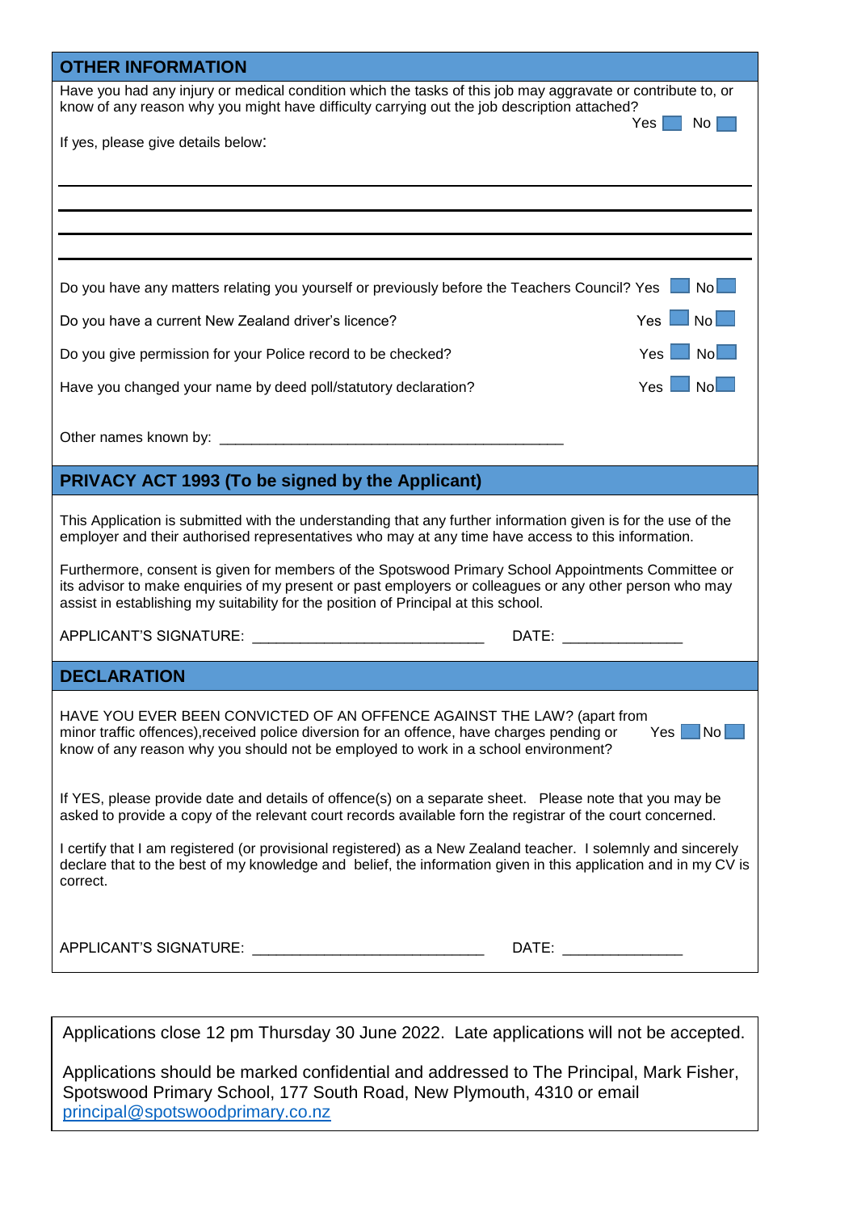## OTHER INFORMATION

Have you had any injury or medical condition which the tasks of this job may aggravate or contribute to, or know of any reason why you might have difficulty carrying out the job description attached?

Yes ☐ No ☐

If yes, please give details below:

\_\_\_\_\_\_\_\_\_\_\_\_\_\_\_\_\_\_\_\_\_\_\_\_\_\_\_\_\_\_\_\_\_\_\_\_\_\_\_\_\_\_\_\_\_\_\_\_\_\_\_\_\_\_\_\_\_\_\_\_\_\_\_\_\_\_\_\_\_\_

\_\_\_\_\_\_\_\_\_\_\_\_\_\_\_\_\_\_\_\_\_\_\_\_\_\_\_\_\_\_\_\_\_\_\_\_\_\_\_\_\_\_\_\_\_\_\_\_\_\_\_\_\_\_\_\_\_\_\_\_\_\_\_\_\_\_\_\_\_\_

\_\_\_\_\_\_\_\_\_\_\_\_\_\_\_\_\_\_\_\_\_\_\_\_\_\_\_\_\_\_\_\_\_\_\_\_\_\_\_\_\_\_\_\_\_\_\_\_\_\_\_\_\_\_\_\_\_\_\_\_\_\_\_\_\_\_\_\_\_\_

\_\_\_\_\_\_\_\_\_\_\_\_\_\_\_\_\_\_\_\_\_\_\_\_\_\_\_\_\_\_\_\_\_\_\_\_\_\_\_\_\_\_\_\_\_\_\_\_\_\_\_\_\_\_\_\_\_\_\_\_\_\_\_\_\_\_\_\_\_\_

Do you have any matters relating you yourself or previously before the Teachers Council? Yes ☐ No ☐

Do you have a current New Zealand driver's licence? Yes ☐ No ☐

Do you give permission for your Police record to be checked? Yes ☐ No ☐

Have you changed your name by deed poll/statutory declaration? Yes ☐ No ☐

Other names known by: \_\_\_\_\_\_\_\_\_\_\_\_\_\_\_\_\_\_\_\_\_\_\_\_\_\_\_\_\_\_\_\_\_\_\_\_\_\_\_\_\_\_\_\_

## PRIVACY ACT 1993 (To be signed by the Applicant)

This Application is submitted with the understanding that any further information given is for the use of the employer and their authorised representatives who may at any time have access to this information.

Furthermore, consent is given for members of the Spotswood Primary School Appointments Committee or its advisor to make enquiries of my present or past employers or colleagues or any other person who may assist in establishing my suitability for the position of Principal at this school.

APPLICANT'S SIGNATURE: \_\_\_\_\_\_\_\_\_\_\_\_\_\_\_\_\_\_\_\_\_\_\_\_\_\_\_\_\_\_ DATE: \_\_\_\_\_\_\_\_\_\_\_\_\_\_\_

## DECLARATION

HAVE YOU EVER BEEN CONVICTED OF AN OFFENCE AGAINST THE LAW? (apart from minor traffic offences),received police diversion for an offence, have charges pending or know of any reason why you should not be employed to work in a school environment? Yes ☐ No ☐

If YES, please provide date and details of offence(s) on a separate sheet. Please note that you may be asked to provide a copy of the relevant court records available forn the registrar of the court concerned.

I certify that I am registered (or provisional registered) as a New Zealand teacher. I solemnly and sincerely declare that to the best of my knowledge and belief, the information given in this application and in my CV is correct.

APPLICANT'S SIGNATURE: \_\_\_\_\_\_\_\_\_\_\_\_\_\_\_\_\_\_\_\_\_\_\_\_\_\_\_\_\_\_ DATE: \_\_\_\_\_\_\_\_\_\_\_\_\_\_\_

---

Applications close 12 pm Thursday 30 June 2022. Late applications will not be accepted.

Applications should be marked confidential and addressed to The Principal, Mark Fisher, Spotswood Primary School, 177 South Road, New Plymouth, 4310 or email principal@spotswoodprimary.co.nz